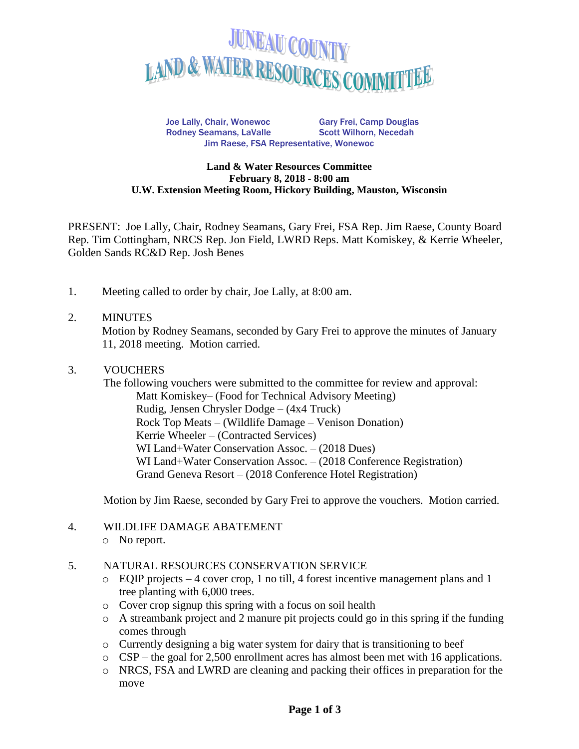# JUNEAU COUNTY LAND & WATER RESOURCES COMMITTEE

Joe Lally, Chair, Wonewoc  
Gary Frei, Camp Douglas  
Rodney Seamans, LaValle  
Scott Wilhorn, Necedah  
Jim Raese, FSA Representative, Wonewoc

**Land & Water Resources Committee**  
**February 8, 2018 - 8:00 am**  
**U.W. Extension Meeting Room, Hickory Building, Mauston, Wisconsin**

PRESENT: Joe Lally, Chair, Rodney Seamans, Gary Frei, FSA Rep. Jim Raese, County Board Rep. Tim Cottingham, NRCS Rep. Jon Field, LWRD Reps. Matt Komiskey, & Kerrie Wheeler, Golden Sands RC&D Rep. Josh Benes

1. Meeting called to order by chair, Joe Lally, at 8:00 am.

2. MINUTES  
   Motion by Rodney Seamans, seconded by Gary Frei to approve the minutes of January 11, 2018 meeting. Motion carried.

3. VOUCHERS  
   The following vouchers were submitted to the committee for review and approval:  
   Matt Komiskey– (Food for Technical Advisory Meeting)  
   Rudig, Jensen Chrysler Dodge – (4x4 Truck)  
   Rock Top Meats – (Wildlife Damage – Venison Donation)  
   Kerrie Wheeler – (Contracted Services)  
   WI Land+Water Conservation Assoc. – (2018 Dues)  
   WI Land+Water Conservation Assoc. – (2018 Conference Registration)  
   Grand Geneva Resort – (2018 Conference Hotel Registration)

   Motion by Jim Raese, seconded by Gary Frei to approve the vouchers. Motion carried.

4. WILDLIFE DAMAGE ABATEMENT
   - No report.

5. NATURAL RESOURCES CONSERVATION SERVICE
   - EQIP projects – 4 cover crop, 1 no till, 4 forest incentive management plans and 1 tree planting with 6,000 trees.
   - Cover crop signup this spring with a focus on soil health
   - A streambank project and 2 manure pit projects could go in this spring if the funding comes through
   - Currently designing a big water system for dairy that is transitioning to beef
   - CSP – the goal for 2,500 enrollment acres has almost been met with 16 applications.
   - NRCS, FSA and LWRD are cleaning and packing their offices in preparation for the move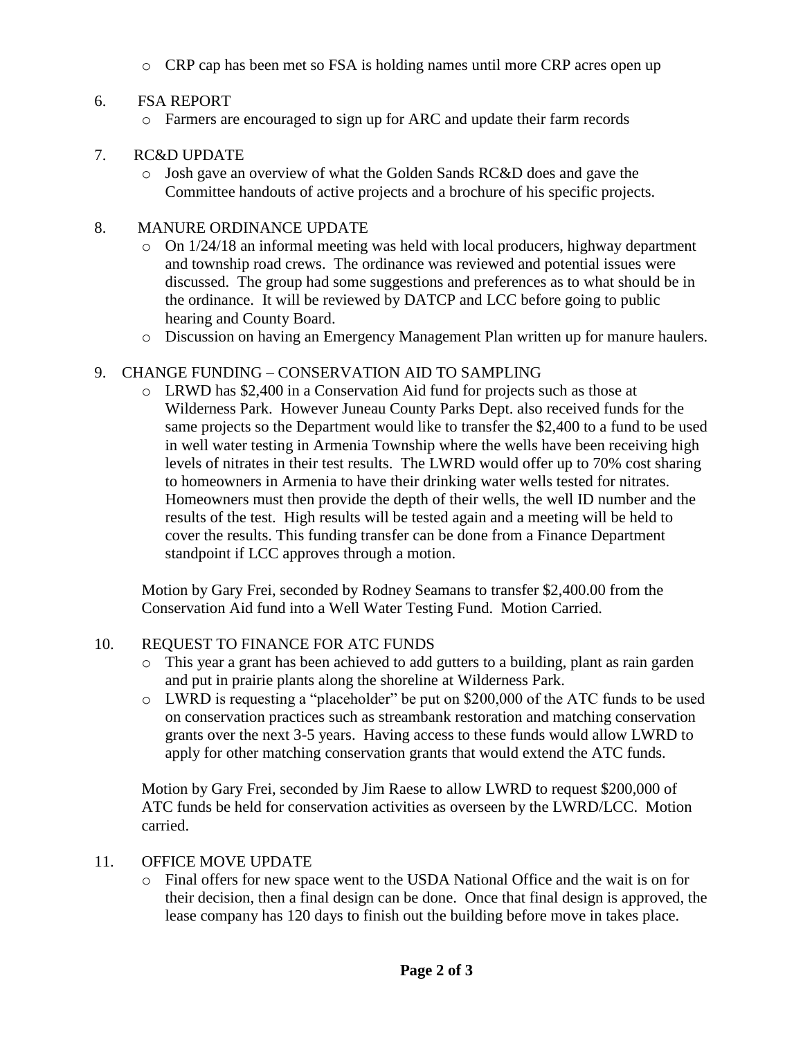- CRP cap has been met so FSA is holding names until more CRP acres open up

6. FSA REPORT
   - Farmers are encouraged to sign up for ARC and update their farm records

7. RC&D UPDATE
   - Josh gave an overview of what the Golden Sands RC&D does and gave the Committee handouts of active projects and a brochure of his specific projects.

8. MANURE ORDINANCE UPDATE
   - On 1/24/18 an informal meeting was held with local producers, highway department and township road crews. The ordinance was reviewed and potential issues were discussed. The group had some suggestions and preferences as to what should be in the ordinance. It will be reviewed by DATCP and LCC before going to public hearing and County Board.
   - Discussion on having an Emergency Management Plan written up for manure haulers.

9. CHANGE FUNDING – CONSERVATION AID TO SAMPLING
   - LRWD has $2,400 in a Conservation Aid fund for projects such as those at Wilderness Park. However Juneau County Parks Dept. also received funds for the same projects so the Department would like to transfer the $2,400 to a fund to be used in well water testing in Armenia Township where the wells have been receiving high levels of nitrates in their test results. The LWRD would offer up to 70% cost sharing to homeowners in Armenia to have their drinking water wells tested for nitrates. Homeowners must then provide the depth of their wells, the well ID number and the results of the test. High results will be tested again and a meeting will be held to cover the results. This funding transfer can be done from a Finance Department standpoint if LCC approves through a motion.

   Motion by Gary Frei, seconded by Rodney Seamans to transfer $2,400.00 from the Conservation Aid fund into a Well Water Testing Fund. Motion Carried.

10. REQUEST TO FINANCE FOR ATC FUNDS
    - This year a grant has been achieved to add gutters to a building, plant as rain garden and put in prairie plants along the shoreline at Wilderness Park.
    - LWRD is requesting a "placeholder" be put on $200,000 of the ATC funds to be used on conservation practices such as streambank restoration and matching conservation grants over the next 3-5 years. Having access to these funds would allow LWRD to apply for other matching conservation grants that would extend the ATC funds.

    Motion by Gary Frei, seconded by Jim Raese to allow LWRD to request $200,000 of ATC funds be held for conservation activities as overseen by the LWRD/LCC. Motion carried.

11. OFFICE MOVE UPDATE
    - Final offers for new space went to the USDA National Office and the wait is on for their decision, then a final design can be done. Once that final design is approved, the lease company has 120 days to finish out the building before move in takes place.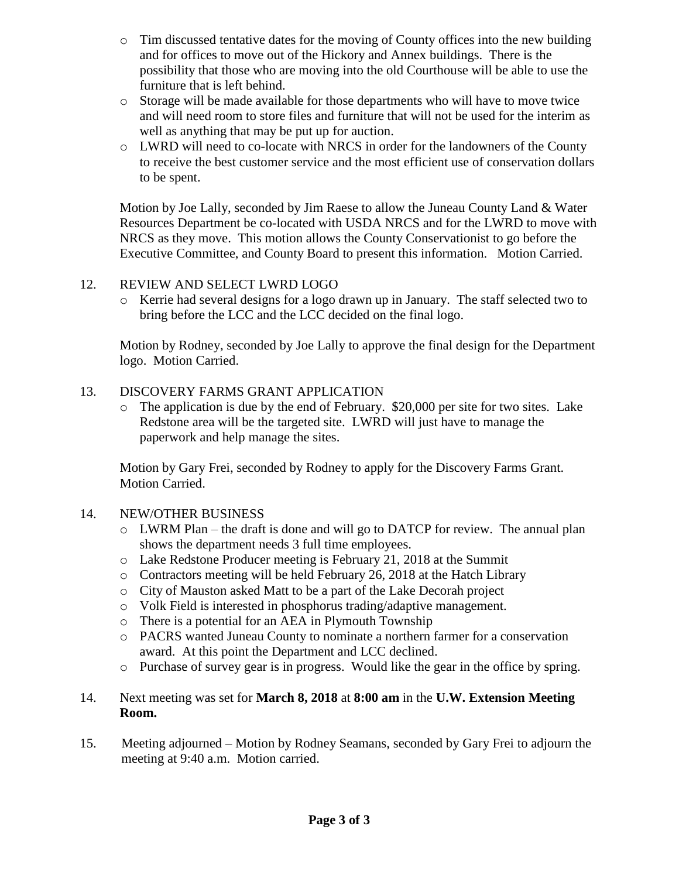- Tim discussed tentative dates for the moving of County offices into the new building and for offices to move out of the Hickory and Annex buildings. There is the possibility that those who are moving into the old Courthouse will be able to use the furniture that is left behind.
- Storage will be made available for those departments who will have to move twice and will need room to store files and furniture that will not be used for the interim as well as anything that may be put up for auction.
- LWRD will need to co-locate with NRCS in order for the landowners of the County to receive the best customer service and the most efficient use of conservation dollars to be spent.

Motion by Joe Lally, seconded by Jim Raese to allow the Juneau County Land & Water Resources Department be co-located with USDA NRCS and for the LWRD to move with NRCS as they move. This motion allows the County Conservationist to go before the Executive Committee, and County Board to present this information. Motion Carried.

12. REVIEW AND SELECT LWRD LOGO
    - Kerrie had several designs for a logo drawn up in January. The staff selected two to bring before the LCC and the LCC decided on the final logo.

    Motion by Rodney, seconded by Joe Lally to approve the final design for the Department logo. Motion Carried.

13. DISCOVERY FARMS GRANT APPLICATION
    - The application is due by the end of February. $20,000 per site for two sites. Lake Redstone area will be the targeted site. LWRD will just have to manage the paperwork and help manage the sites.

    Motion by Gary Frei, seconded by Rodney to apply for the Discovery Farms Grant. Motion Carried.

14. NEW/OTHER BUSINESS
    - LWRM Plan – the draft is done and will go to DATCP for review. The annual plan shows the department needs 3 full time employees.
    - Lake Redstone Producer meeting is February 21, 2018 at the Summit
    - Contractors meeting will be held February 26, 2018 at the Hatch Library
    - City of Mauston asked Matt to be a part of the Lake Decorah project
    - Volk Field is interested in phosphorus trading/adaptive management.
    - There is a potential for an AEA in Plymouth Township
    - PACRS wanted Juneau County to nominate a northern farmer for a conservation award. At this point the Department and LCC declined.
    - Purchase of survey gear is in progress. Would like the gear in the office by spring.

14\. Next meeting was set for **March 8, 2018** at **8:00 am** in the **U.W. Extension Meeting Room.**

15\. Meeting adjourned – Motion by Rodney Seamans, seconded by Gary Frei to adjourn the meeting at 9:40 a.m. Motion carried.